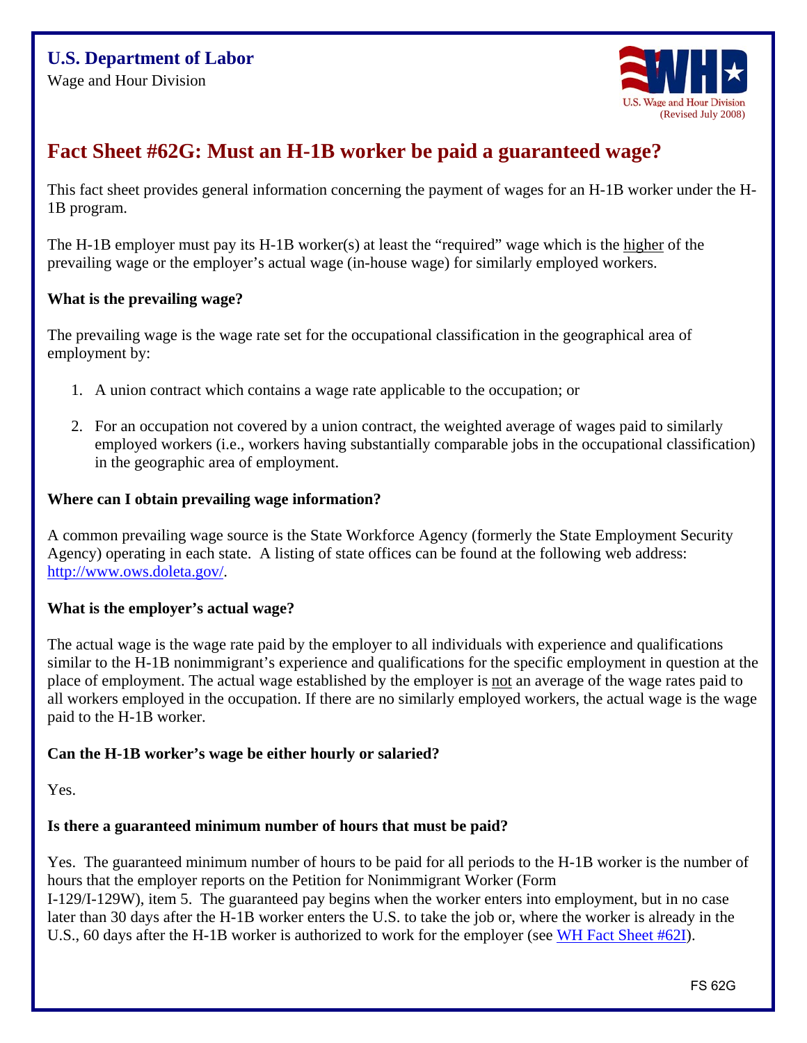**U.S. Department of Labor**
Wage and Hour Division

U.S. Wage and Hour Division
(Revised July 2008)

# Fact Sheet #62G: Must an H-1B worker be paid a guaranteed wage?

This fact sheet provides general information concerning the payment of wages for an H-1B worker under the H-1B program.

The H-1B employer must pay its H-1B worker(s) at least the "required" wage which is the higher of the prevailing wage or the employer's actual wage (in-house wage) for similarly employed workers.

**What is the prevailing wage?**

The prevailing wage is the wage rate set for the occupational classification in the geographical area of employment by:

1. A union contract which contains a wage rate applicable to the occupation; or
2. For an occupation not covered by a union contract, the weighted average of wages paid to similarly employed workers (i.e., workers having substantially comparable jobs in the occupational classification) in the geographic area of employment.

**Where can I obtain prevailing wage information?**

A common prevailing wage source is the State Workforce Agency (formerly the State Employment Security Agency) operating in each state. A listing of state offices can be found at the following web address: [http://www.ows.doleta.gov/](http://www.ows.doleta.gov/).

**What is the employer's actual wage?**

The actual wage is the wage rate paid by the employer to all individuals with experience and qualifications similar to the H-1B nonimmigrant's experience and qualifications for the specific employment in question at the place of employment. The actual wage established by the employer is not an average of the wage rates paid to all workers employed in the occupation. If there are no similarly employed workers, the actual wage is the wage paid to the H-1B worker.

**Can the H-1B worker's wage be either hourly or salaried?**

Yes.

**Is there a guaranteed minimum number of hours that must be paid?**

Yes. The guaranteed minimum number of hours to be paid for all periods to the H-1B worker is the number of hours that the employer reports on the Petition for Nonimmigrant Worker (Form I-129/I-129W), item 5. The guaranteed pay begins when the worker enters into employment, but in no case later than 30 days after the H-1B worker enters the U.S. to take the job or, where the worker is already in the U.S., 60 days after the H-1B worker is authorized to work for the employer (see WH Fact Sheet #62I).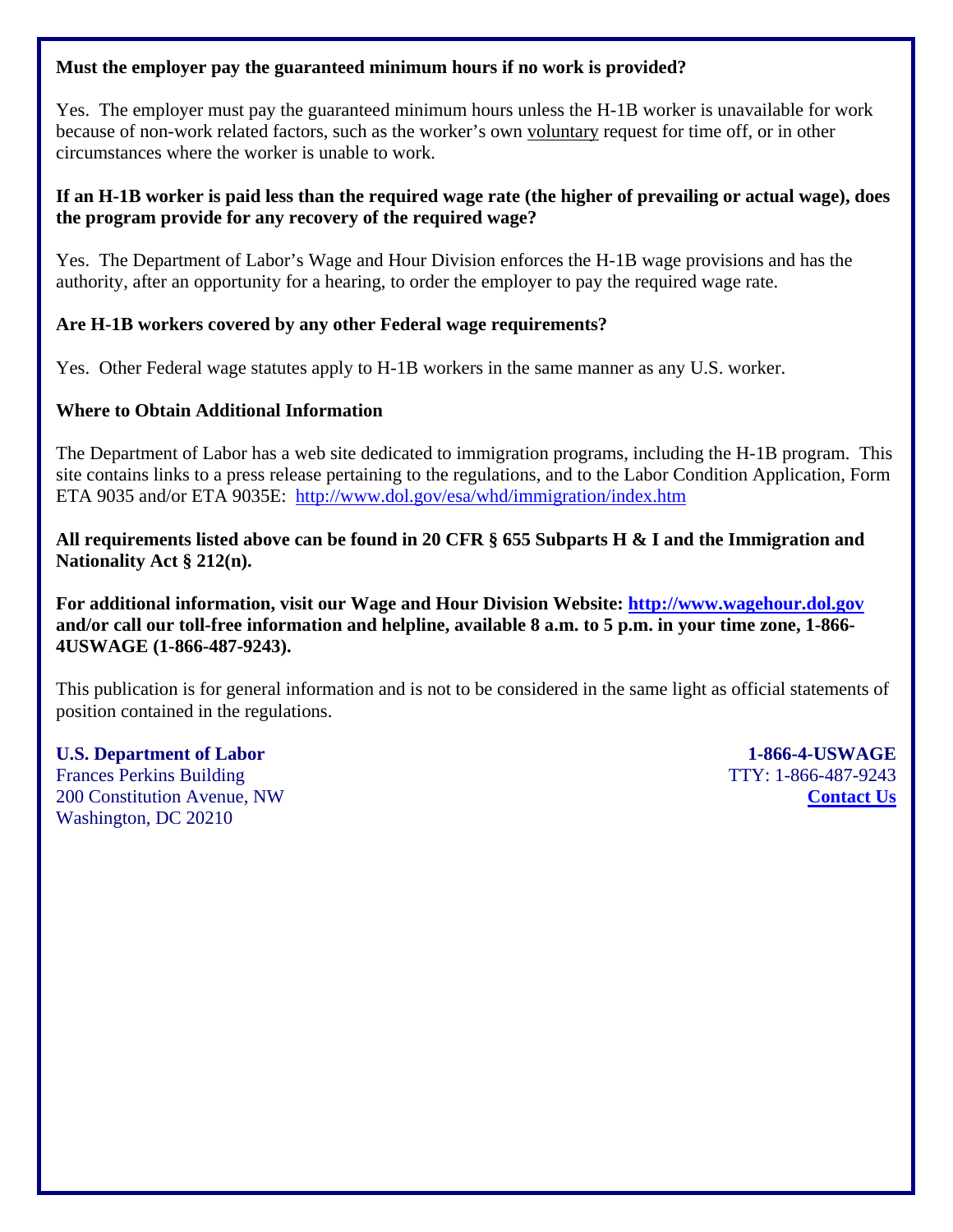**Must the employer pay the guaranteed minimum hours if no work is provided?**

Yes. The employer must pay the guaranteed minimum hours unless the H-1B worker is unavailable for work because of non-work related factors, such as the worker's own voluntary request for time off, or in other circumstances where the worker is unable to work.

**If an H-1B worker is paid less than the required wage rate (the higher of prevailing or actual wage), does the program provide for any recovery of the required wage?**

Yes. The Department of Labor's Wage and Hour Division enforces the H-1B wage provisions and has the authority, after an opportunity for a hearing, to order the employer to pay the required wage rate.

**Are H-1B workers covered by any other Federal wage requirements?**

Yes. Other Federal wage statutes apply to H-1B workers in the same manner as any U.S. worker.

**Where to Obtain Additional Information**

The Department of Labor has a web site dedicated to immigration programs, including the H-1B program. This site contains links to a press release pertaining to the regulations, and to the Labor Condition Application, Form ETA 9035 and/or ETA 9035E: http://www.dol.gov/esa/whd/immigration/index.htm

**All requirements listed above can be found in 20 CFR § 655 Subparts H & I and the Immigration and Nationality Act § 212(n).**

**For additional information, visit our Wage and Hour Division Website: http://www.wagehour.dol.gov and/or call our toll-free information and helpline, available 8 a.m. to 5 p.m. in your time zone, 1-866-4USWAGE (1-866-487-9243).**

This publication is for general information and is not to be considered in the same light as official statements of position contained in the regulations.

**U.S. Department of Labor**
Frances Perkins Building
200 Constitution Avenue, NW
Washington, DC 20210

**1-866-4-USWAGE**
TTY: 1-866-487-9243
**Contact Us**